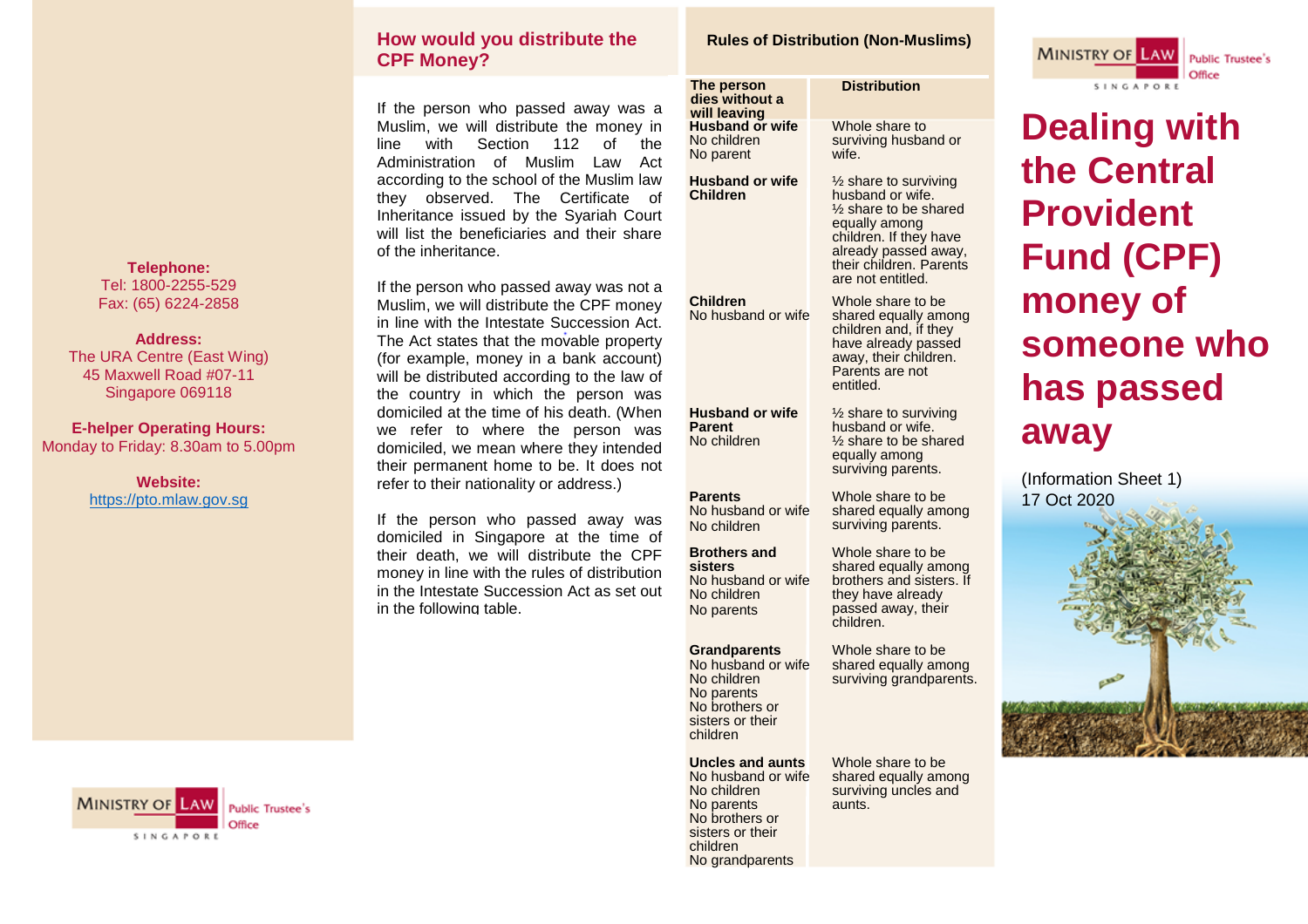# Dealing with the Central Provident Fund (CPF) money of someone who has passed away

(Information Sheet 1)
17 Oct 2020

## How would you distribute the CPF Money?

If the person who passed away was a Muslim, we will distribute the money in line with Section 112 of the Administration of Muslim Law Act according to the school of the Muslim law they observed. The Certificate of Inheritance issued by the Syariah Court will list the beneficiaries and their share of the inheritance.

If the person who passed away was not a Muslim, we will distribute the CPF money in line with the Intestate Succession Act. The Act states that the movable property (for example, money in a bank account) will be distributed according to the law of the country in which the person was domiciled at the time of his death. (When we refer to where the person was domiciled, we mean where they intended their permanent home to be. It does not refer to their nationality or address.)

If the person who passed away was domiciled in Singapore at the time of their death, we will distribute the CPF money in line with the rules of distribution in the Intestate Succession Act as set out in the following table.

## Rules of Distribution (Non-Muslims)

| The person dies without a will leaving | Distribution |
|---|---|
| **Husband or wife**<br>No children<br>No parent | Whole share to surviving husband or wife. |
| **Husband or wife**<br>**Children** | ½ share to surviving husband or wife.<br>½ share to be shared equally among children. If they have already passed away, their children. Parents are not entitled. |
| **Children**<br>No husband or wife | Whole share to be shared equally among children and, if they have already passed away, their children. Parents are not entitled. |
| **Husband or wife**<br>**Parent**<br>No children | ½ share to surviving husband or wife.<br>½ share to be shared equally among surviving parents. |
| **Parents**<br>No husband or wife<br>No children | Whole share to be shared equally among surviving parents. |
| **Brothers and sisters**<br>No husband or wife<br>No children<br>No parents | Whole share to be shared equally among brothers and sisters. If they have already passed away, their children. |
| **Grandparents**<br>No husband or wife<br>No children<br>No parents<br>No brothers or sisters or their children | Whole share to be shared equally among surviving grandparents. |
| **Uncles and aunts**<br>No husband or wife<br>No children<br>No parents<br>No brothers or sisters or their children<br>No grandparents | Whole share to be shared equally among surviving uncles and aunts. |

**Telephone:**
Tel: 1800-2255-529
Fax: (65) 6224-2858

**Address:**
The URA Centre (East Wing)
45 Maxwell Road #07-11
Singapore 069118

**E-helper Operating Hours:**
Monday to Friday: 8.30am to 5.00pm

**Website:**
https://pto.mlaw.gov.sg

Ministry of Law Singapore — Public Trustee's Office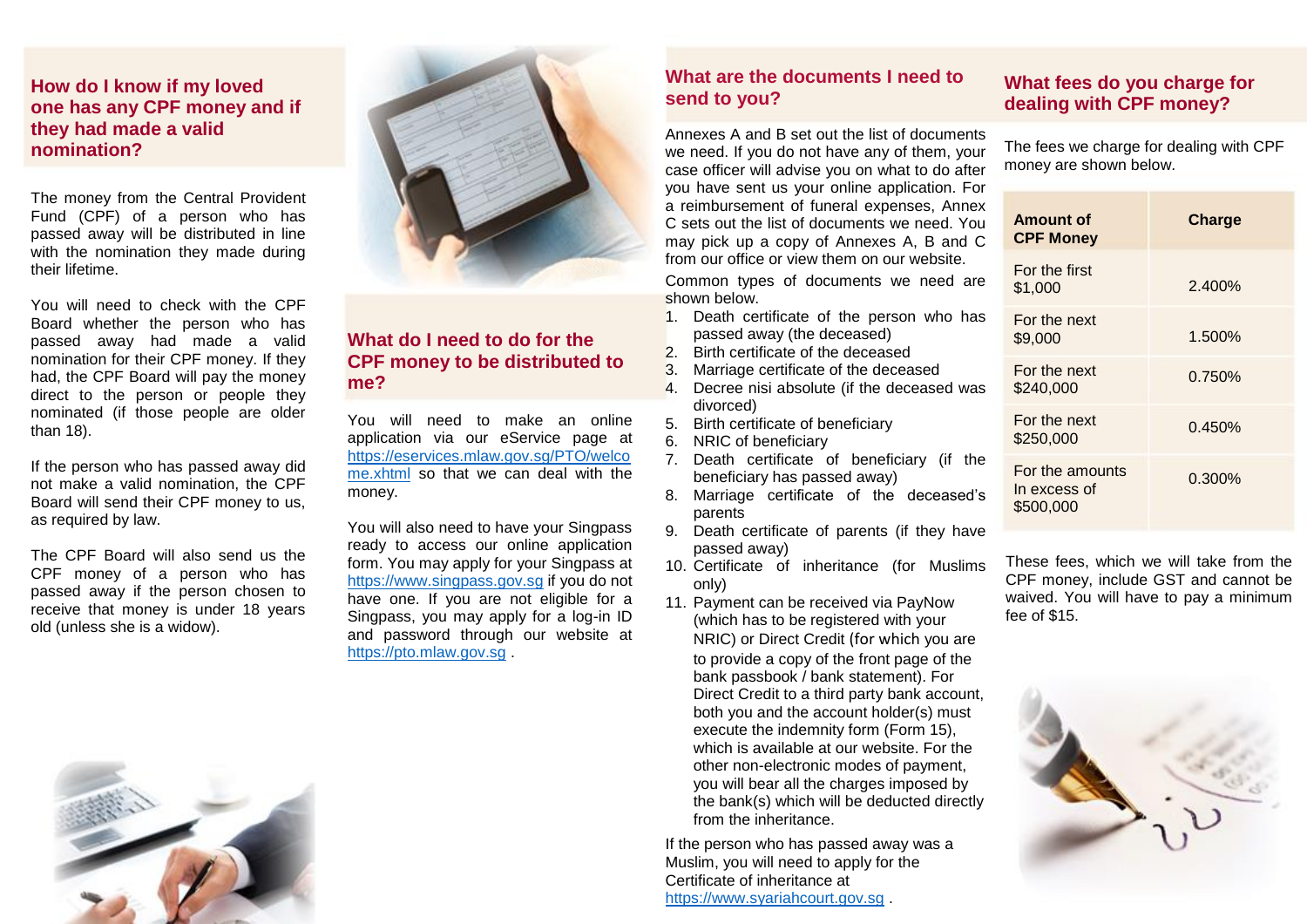## How do I know if my loved one has any CPF money and if they had made a valid nomination?

The money from the Central Provident Fund (CPF) of a person who has passed away will be distributed in line with the nomination they made during their lifetime.

You will need to check with the CPF Board whether the person who has passed away had made a valid nomination for their CPF money. If they had, the CPF Board will pay the money direct to the person or people they nominated (if those people are older than 18).

If the person who has passed away did not make a valid nomination, the CPF Board will send their CPF money to us, as required by law.

The CPF Board will also send us the CPF money of a person who has passed away if the person chosen to receive that money is under 18 years old (unless she is a widow).

## What do I need to do for the CPF money to be distributed to me?

You will need to make an online application via our eService page at https://eservices.mlaw.gov.sg/PTO/welcome.xhtml so that we can deal with the money.

You will also need to have your Singpass ready to access our online application form. You may apply for your Singpass at https://www.singpass.gov.sg if you do not have one. If you are not eligible for a Singpass, you may apply for a log-in ID and password through our website at https://pto.mlaw.gov.sg .

## What are the documents I need to send to you?

Annexes A and B set out the list of documents we need. If you do not have any of them, your case officer will advise you on what to do after you have sent us your online application. For a reimbursement of funeral expenses, Annex C sets out the list of documents we need. You may pick up a copy of Annexes A, B and C from our office or view them on our website.

Common types of documents we need are shown below.

1. Death certificate of the person who has passed away (the deceased)
2. Birth certificate of the deceased
3. Marriage certificate of the deceased
4. Decree nisi absolute (if the deceased was divorced)
5. Birth certificate of beneficiary
6. NRIC of beneficiary
7. Death certificate of beneficiary (if the beneficiary has passed away)
8. Marriage certificate of the deceased's parents
9. Death certificate of parents (if they have passed away)
10. Certificate of inheritance (for Muslims only)
11. Payment can be received via PayNow (which has to be registered with your NRIC) or Direct Credit (for which you are to provide a copy of the front page of the bank passbook / bank statement). For Direct Credit to a third party bank account, both you and the account holder(s) must execute the indemnity form (Form 15), which is available at our website. For the other non-electronic modes of payment, you will bear all the charges imposed by the bank(s) which will be deducted directly from the inheritance.

If the person who has passed away was a Muslim, you will need to apply for the Certificate of inheritance at https://www.syariahcourt.gov.sg .

## What fees do you charge for dealing with CPF money?

The fees we charge for dealing with CPF money are shown below.

| Amount of CPF Money | Charge |
|---|---|
| For the first $1,000 | 2.400% |
| For the next $9,000 | 1.500% |
| For the next $240,000 | 0.750% |
| For the next $250,000 | 0.450% |
| For the amounts In excess of $500,000 | 0.300% |

These fees, which we will take from the CPF money, include GST and cannot be waived. You will have to pay a minimum fee of $15.